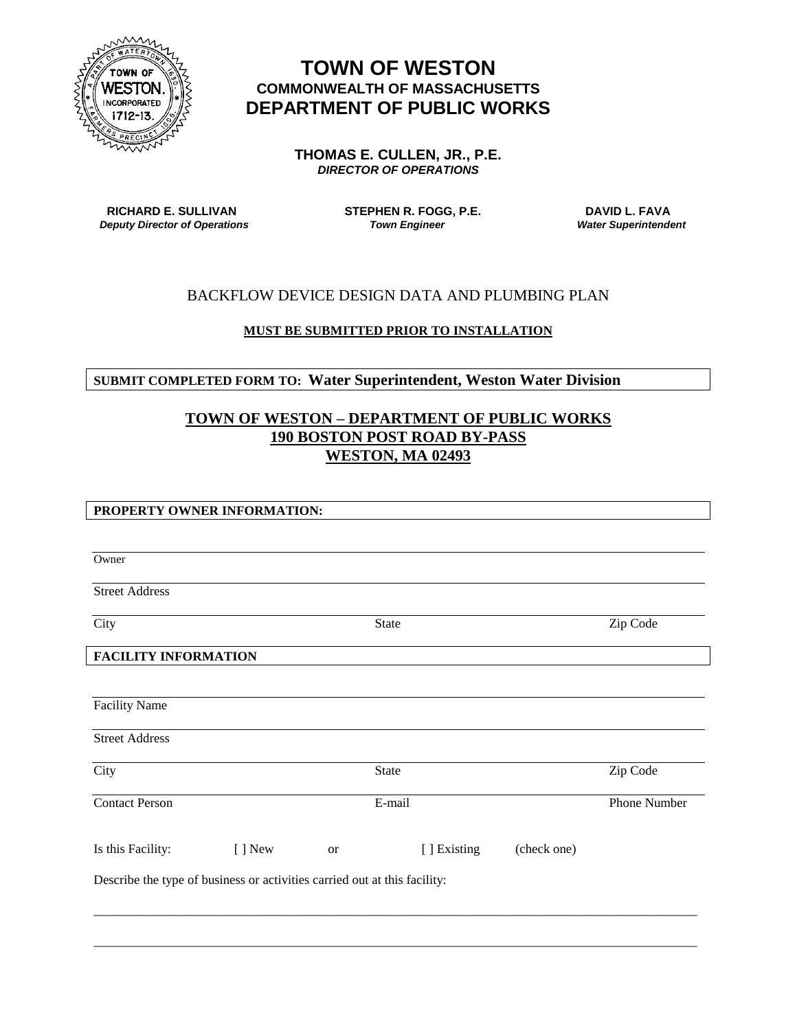# TOWN OF WESTON
### COMMONWEALTH OF MASSACHUSETTS
## DEPARTMENT OF PUBLIC WORKS

**THOMAS E. CULLEN, JR., P.E.**
***DIRECTOR OF OPERATIONS***

| **RICHARD E. SULLIVAN** | **STEPHEN R. FOGG, P.E.** | **DAVID L. FAVA** |
|---|---|---|
| ***Deputy Director of Operations*** | ***Town Engineer*** | ***Water Superintendent*** |

BACKFLOW DEVICE DESIGN DATA AND PLUMBING PLAN

**MUST BE SUBMITTED PRIOR TO INSTALLATION**

**SUBMIT COMPLETED FORM TO: Water Superintendent, Weston Water Division**

**TOWN OF WESTON – DEPARTMENT OF PUBLIC WORKS**
**190 BOSTON POST ROAD BY-PASS**
**WESTON, MA 02493**

**PROPERTY OWNER INFORMATION:**

Owner

Street Address

City  State  Zip Code

**FACILITY INFORMATION**

Facility Name

Street Address

City  State  Zip Code

Contact Person  E-mail  Phone Number

Is this Facility: [ ] New or [ ] Existing (check one)

Describe the type of business or activities carried out at this facility:

\_\_\_\_\_\_\_\_\_\_\_\_\_\_\_\_\_\_\_\_\_\_\_\_\_\_\_\_\_\_\_\_\_\_\_\_\_\_\_\_\_\_\_\_\_\_\_\_\_\_\_\_\_\_\_\_\_\_\_\_\_\_\_\_\_\_\_\_\_\_\_\_\_\_\_\_

\_\_\_\_\_\_\_\_\_\_\_\_\_\_\_\_\_\_\_\_\_\_\_\_\_\_\_\_\_\_\_\_\_\_\_\_\_\_\_\_\_\_\_\_\_\_\_\_\_\_\_\_\_\_\_\_\_\_\_\_\_\_\_\_\_\_\_\_\_\_\_\_\_\_\_\_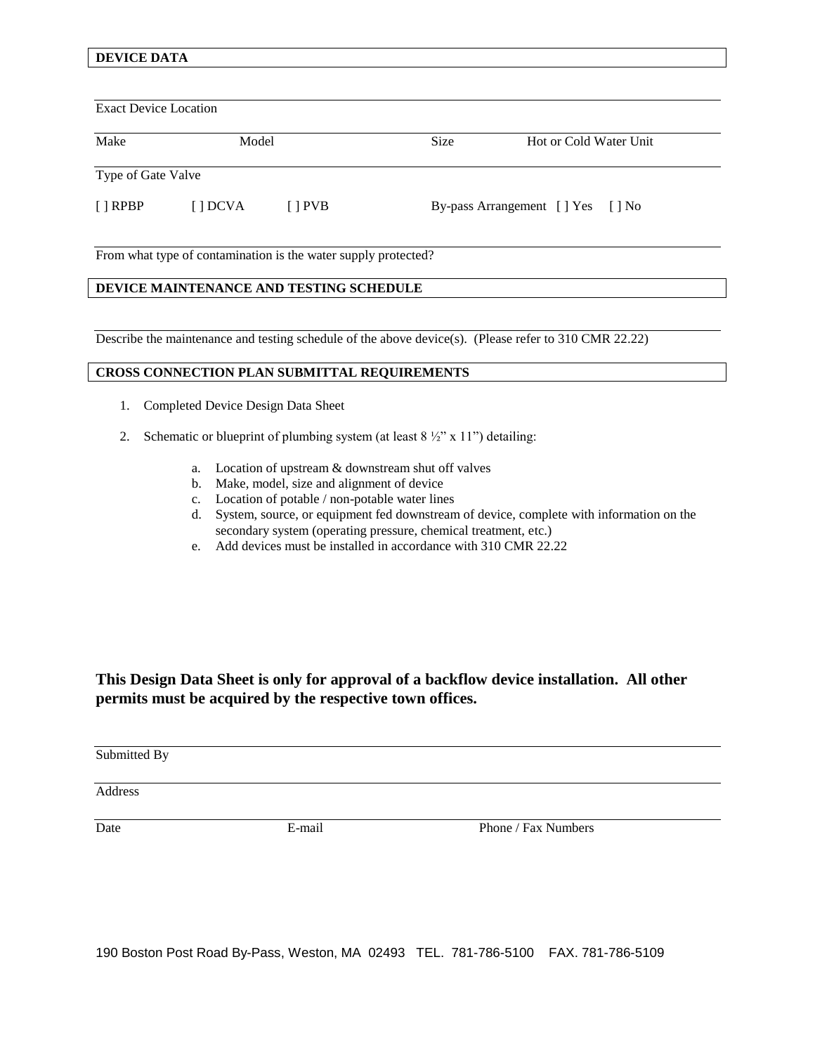## DEVICE DATA

Exact Device Location

Make    Model    Size    Hot or Cold Water Unit

Type of Gate Valve

[ ] RPBP    [ ] DCVA    [ ] PVB    By-pass Arrangement [ ] Yes [ ] No

From what type of contamination is the water supply protected?

## DEVICE MAINTENANCE AND TESTING SCHEDULE

Describe the maintenance and testing schedule of the above device(s). (Please refer to 310 CMR 22.22)

## CROSS CONNECTION PLAN SUBMITTAL REQUIREMENTS

1. Completed Device Design Data Sheet
2. Schematic or blueprint of plumbing system (at least 8 ½" x 11") detailing:
   a. Location of upstream & downstream shut off valves
   b. Make, model, size and alignment of device
   c. Location of potable / non-potable water lines
   d. System, source, or equipment fed downstream of device, complete with information on the secondary system (operating pressure, chemical treatment, etc.)
   e. Add devices must be installed in accordance with 310 CMR 22.22

**This Design Data Sheet is only for approval of a backflow device installation. All other permits must be acquired by the respective town offices.**

Submitted By

Address

Date    E-mail    Phone / Fax Numbers

190 Boston Post Road By-Pass, Weston, MA 02493 TEL. 781-786-5100 FAX. 781-786-5109